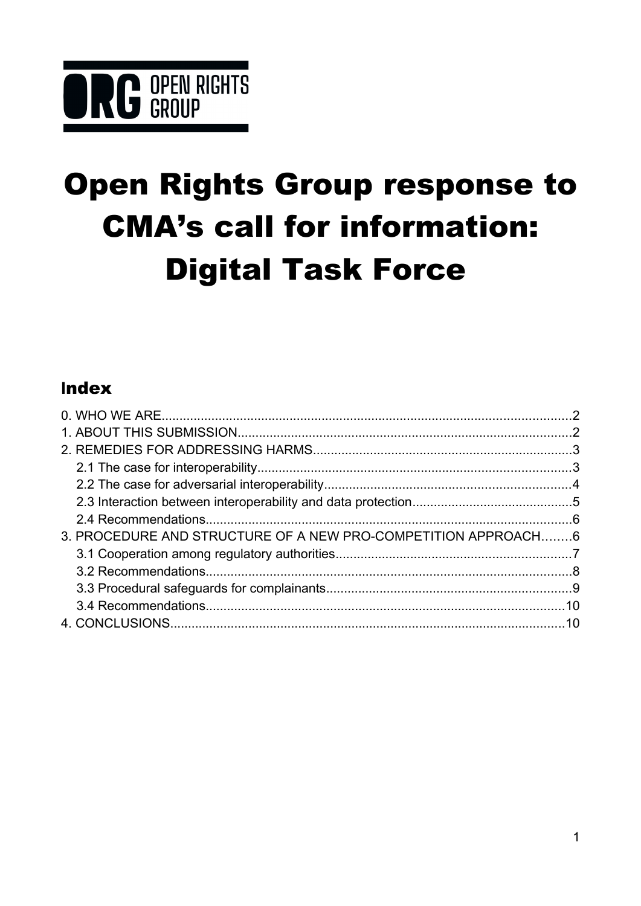OPEN RIGHTS GROUP

# Open Rights Group response to CMA's call for information: Digital Task Force

## Index

0. WHO WE ARE....................................................................................................2
1. ABOUT THIS SUBMISSION.............................................................................2
2. REMEDIES FOR ADDRESSING HARMS........................................................3
   - 2.1 The case for interoperability........................................................................3
   - 2.2 The case for adversarial interoperability.....................................................4
   - 2.3 Interaction between interoperability and data protection............................5
   - 2.4 Recommendations......................................................................................6
3. PROCEDURE AND STRUCTURE OF A NEW PRO-COMPETITION APPROACH........6
   - 3.1 Cooperation among regulatory authorities..................................................7
   - 3.2 Recommendations......................................................................................8
   - 3.3 Procedural safeguards for complainants.....................................................9
   - 3.4 Recommendations....................................................................................10
4. CONCLUSIONS..............................................................................................10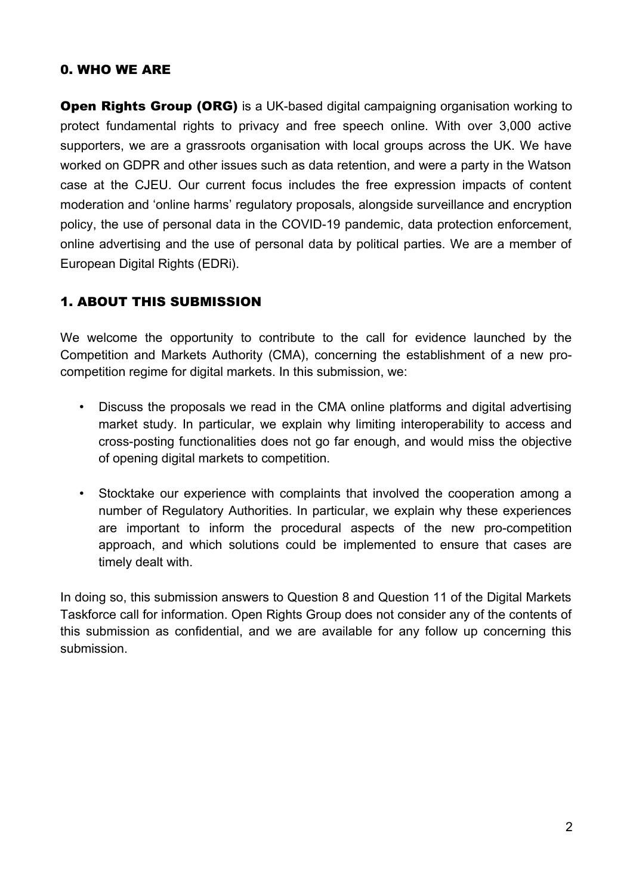## 0. WHO WE ARE

**Open Rights Group (ORG)** is a UK-based digital campaigning organisation working to protect fundamental rights to privacy and free speech online. With over 3,000 active supporters, we are a grassroots organisation with local groups across the UK. We have worked on GDPR and other issues such as data retention, and were a party in the Watson case at the CJEU. Our current focus includes the free expression impacts of content moderation and 'online harms' regulatory proposals, alongside surveillance and encryption policy, the use of personal data in the COVID-19 pandemic, data protection enforcement, online advertising and the use of personal data by political parties. We are a member of European Digital Rights (EDRi).

## 1. ABOUT THIS SUBMISSION

We welcome the opportunity to contribute to the call for evidence launched by the Competition and Markets Authority (CMA), concerning the establishment of a new pro-competition regime for digital markets. In this submission, we:

- Discuss the proposals we read in the CMA online platforms and digital advertising market study. In particular, we explain why limiting interoperability to access and cross-posting functionalities does not go far enough, and would miss the objective of opening digital markets to competition.
- Stocktake our experience with complaints that involved the cooperation among a number of Regulatory Authorities. In particular, we explain why these experiences are important to inform the procedural aspects of the new pro-competition approach, and which solutions could be implemented to ensure that cases are timely dealt with.

In doing so, this submission answers to Question 8 and Question 11 of the Digital Markets Taskforce call for information. Open Rights Group does not consider any of the contents of this submission as confidential, and we are available for any follow up concerning this submission.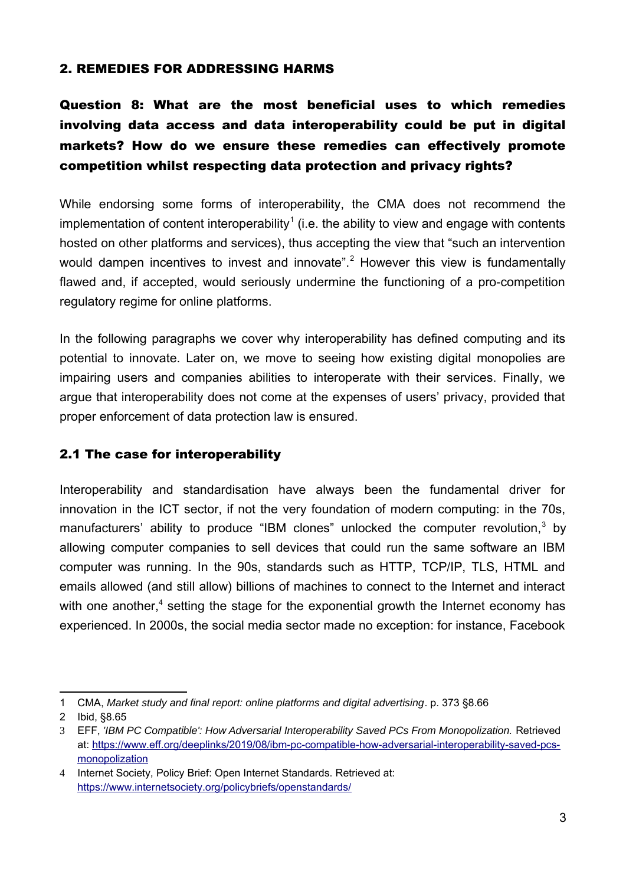## 2. REMEDIES FOR ADDRESSING HARMS

### Question 8: What are the most beneficial uses to which remedies involving data access and data interoperability could be put in digital markets? How do we ensure these remedies can effectively promote competition whilst respecting data protection and privacy rights?

While endorsing some forms of interoperability, the CMA does not recommend the implementation of content interoperability[1] (i.e. the ability to view and engage with contents hosted on other platforms and services), thus accepting the view that "such an intervention would dampen incentives to invest and innovate".[2] However this view is fundamentally flawed and, if accepted, would seriously undermine the functioning of a pro-competition regulatory regime for online platforms.

In the following paragraphs we cover why interoperability has defined computing and its potential to innovate. Later on, we move to seeing how existing digital monopolies are impairing users and companies abilities to interoperate with their services. Finally, we argue that interoperability does not come at the expenses of users' privacy, provided that proper enforcement of data protection law is ensured.

### 2.1 The case for interoperability

Interoperability and standardisation have always been the fundamental driver for innovation in the ICT sector, if not the very foundation of modern computing: in the 70s, manufacturers' ability to produce "IBM clones" unlocked the computer revolution,[3] by allowing computer companies to sell devices that could run the same software an IBM computer was running. In the 90s, standards such as HTTP, TCP/IP, TLS, HTML and emails allowed (and still allow) billions of machines to connect to the Internet and interact with one another,[4] setting the stage for the exponential growth the Internet economy has experienced. In 2000s, the social media sector made no exception: for instance, Facebook

---

1 CMA, *Market study and final report: online platforms and digital advertising*. p. 373 §8.66

2 Ibid, §8.65

3 EFF, *'IBM PC Compatible': How Adversarial Interoperability Saved PCs From Monopolization.* Retrieved at: https://www.eff.org/deeplinks/2019/08/ibm-pc-compatible-how-adversarial-interoperability-saved-pcs-monopolization

4 Internet Society, Policy Brief: Open Internet Standards. Retrieved at: https://www.internetsociety.org/policybriefs/openstandards/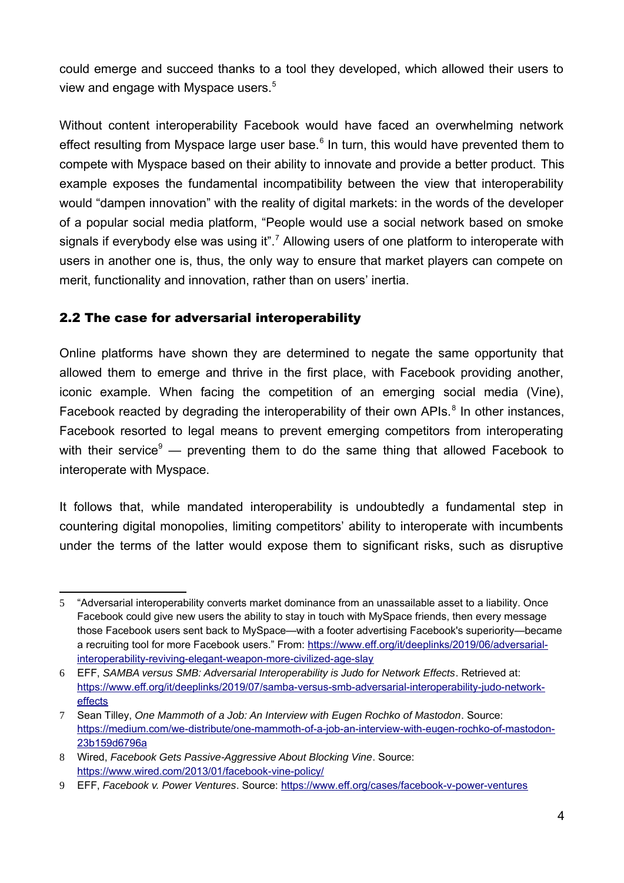could emerge and succeed thanks to a tool they developed, which allowed their users to view and engage with Myspace users.[5]

Without content interoperability Facebook would have faced an overwhelming network effect resulting from Myspace large user base.[6] In turn, this would have prevented them to compete with Myspace based on their ability to innovate and provide a better product. This example exposes the fundamental incompatibility between the view that interoperability would "dampen innovation" with the reality of digital markets: in the words of the developer of a popular social media platform, "People would use a social network based on smoke signals if everybody else was using it".[7] Allowing users of one platform to interoperate with users in another one is, thus, the only way to ensure that market players can compete on merit, functionality and innovation, rather than on users' inertia.

## 2.2 The case for adversarial interoperability

Online platforms have shown they are determined to negate the same opportunity that allowed them to emerge and thrive in the first place, with Facebook providing another, iconic example. When facing the competition of an emerging social media (Vine), Facebook reacted by degrading the interoperability of their own APIs.[8] In other instances, Facebook resorted to legal means to prevent emerging competitors from interoperating with their service[9] — preventing them to do the same thing that allowed Facebook to interoperate with Myspace.

It follows that, while mandated interoperability is undoubtedly a fundamental step in countering digital monopolies, limiting competitors' ability to interoperate with incumbents under the terms of the latter would expose them to significant risks, such as disruptive

---

5 "Adversarial interoperability converts market dominance from an unassailable asset to a liability. Once Facebook could give new users the ability to stay in touch with MySpace friends, then every message those Facebook users sent back to MySpace—with a footer advertising Facebook's superiority—became a recruiting tool for more Facebook users." From: https://www.eff.org/it/deeplinks/2019/06/adversarial-interoperability-reviving-elegant-weapon-more-civilized-age-slay

6 EFF, *SAMBA versus SMB: Adversarial Interoperability is Judo for Network Effects*. Retrieved at: https://www.eff.org/it/deeplinks/2019/07/samba-versus-smb-adversarial-interoperability-judo-network-effects

7 Sean Tilley, *One Mammoth of a Job: An Interview with Eugen Rochko of Mastodon*. Source: https://medium.com/we-distribute/one-mammoth-of-a-job-an-interview-with-eugen-rochko-of-mastodon-23b159d6796a

8 Wired, *Facebook Gets Passive-Aggressive About Blocking Vine*. Source: https://www.wired.com/2013/01/facebook-vine-policy/

9 EFF, *Facebook v. Power Ventures*. Source: https://www.eff.org/cases/facebook-v-power-ventures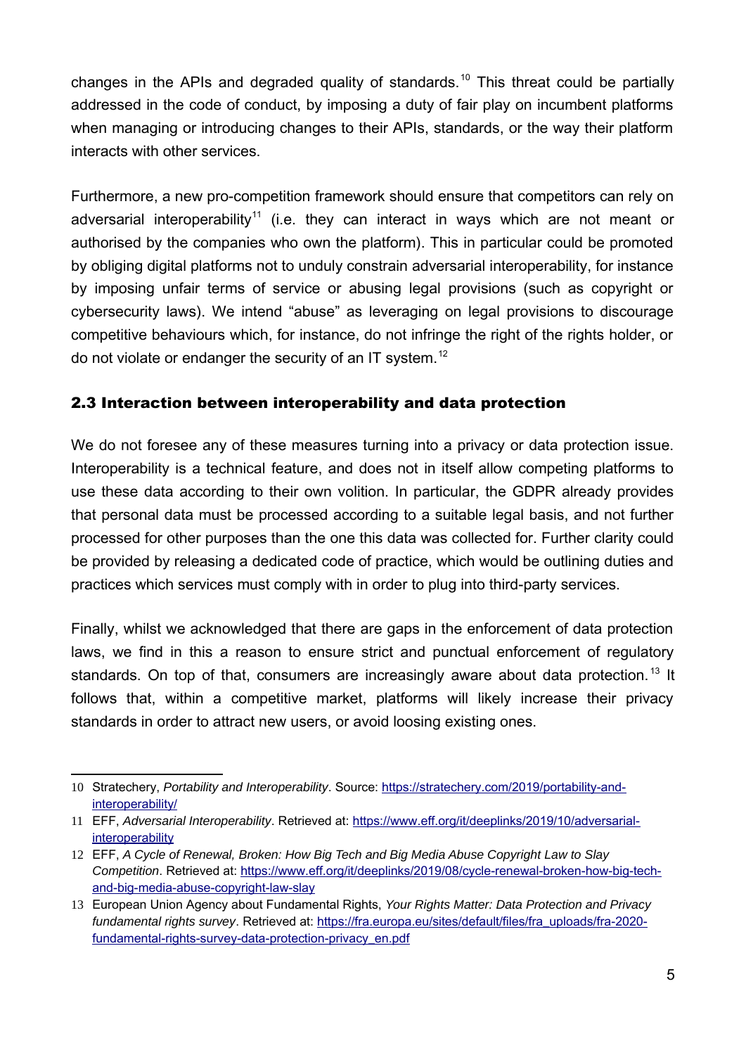changes in the APIs and degraded quality of standards.[10] This threat could be partially addressed in the code of conduct, by imposing a duty of fair play on incumbent platforms when managing or introducing changes to their APIs, standards, or the way their platform interacts with other services.

Furthermore, a new pro-competition framework should ensure that competitors can rely on adversarial interoperability[11] (i.e. they can interact in ways which are not meant or authorised by the companies who own the platform). This in particular could be promoted by obliging digital platforms not to unduly constrain adversarial interoperability, for instance by imposing unfair terms of service or abusing legal provisions (such as copyright or cybersecurity laws). We intend "abuse" as leveraging on legal provisions to discourage competitive behaviours which, for instance, do not infringe the right of the rights holder, or do not violate or endanger the security of an IT system.[12]

## 2.3 Interaction between interoperability and data protection

We do not foresee any of these measures turning into a privacy or data protection issue. Interoperability is a technical feature, and does not in itself allow competing platforms to use these data according to their own volition. In particular, the GDPR already provides that personal data must be processed according to a suitable legal basis, and not further processed for other purposes than the one this data was collected for. Further clarity could be provided by releasing a dedicated code of practice, which would be outlining duties and practices which services must comply with in order to plug into third-party services.

Finally, whilst we acknowledged that there are gaps in the enforcement of data protection laws, we find in this a reason to ensure strict and punctual enforcement of regulatory standards. On top of that, consumers are increasingly aware about data protection.[13] It follows that, within a competitive market, platforms will likely increase their privacy standards in order to attract new users, or avoid loosing existing ones.

---

10 Stratechery, *Portability and Interoperability*. Source: https://stratechery.com/2019/portability-and-interoperability/

11 EFF, *Adversarial Interoperability*. Retrieved at: https://www.eff.org/it/deeplinks/2019/10/adversarial-interoperability

12 EFF, *A Cycle of Renewal, Broken: How Big Tech and Big Media Abuse Copyright Law to Slay Competition*. Retrieved at: https://www.eff.org/it/deeplinks/2019/08/cycle-renewal-broken-how-big-tech-and-big-media-abuse-copyright-law-slay

13 European Union Agency about Fundamental Rights, *Your Rights Matter: Data Protection and Privacy fundamental rights survey*. Retrieved at: https://fra.europa.eu/sites/default/files/fra_uploads/fra-2020-fundamental-rights-survey-data-protection-privacy_en.pdf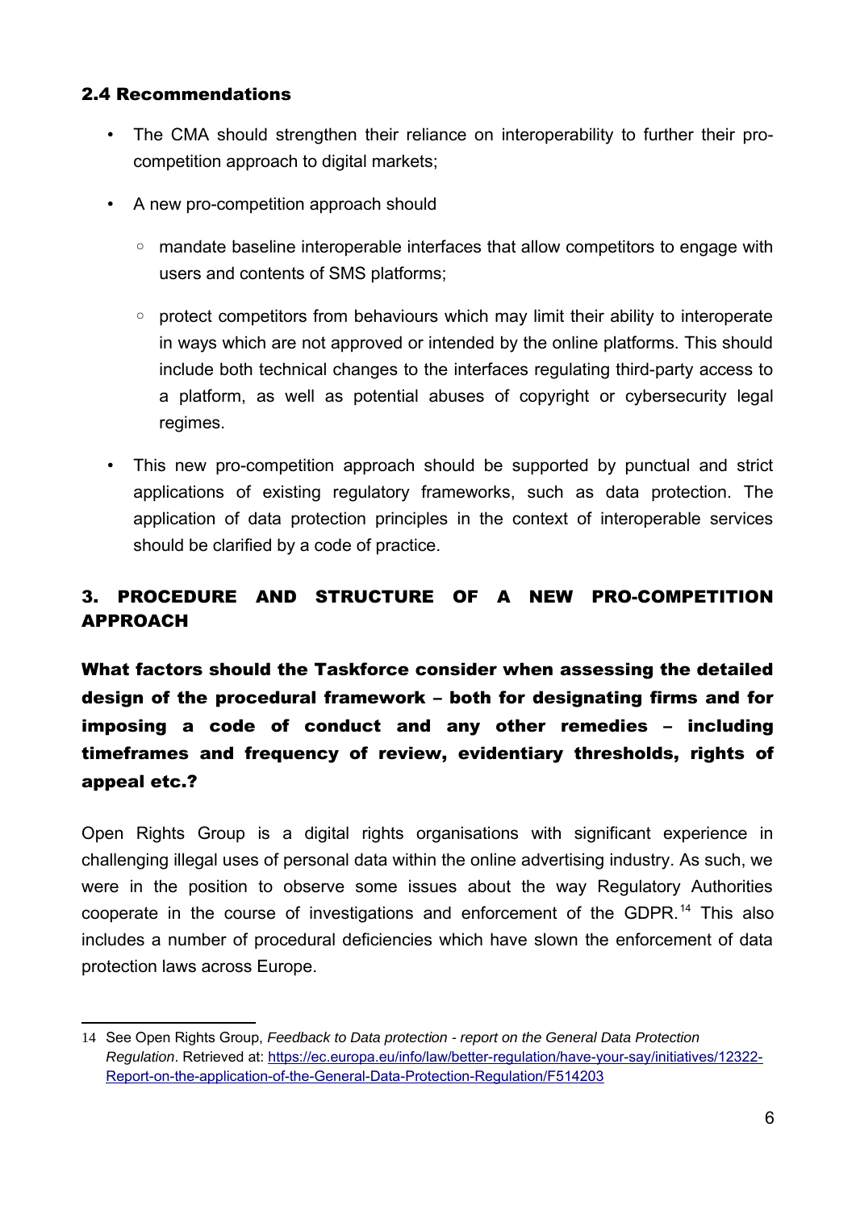### 2.4 Recommendations

- The CMA should strengthen their reliance on interoperability to further their pro-competition approach to digital markets;
- A new pro-competition approach should
  - mandate baseline interoperable interfaces that allow competitors to engage with users and contents of SMS platforms;
  - protect competitors from behaviours which may limit their ability to interoperate in ways which are not approved or intended by the online platforms. This should include both technical changes to the interfaces regulating third-party access to a platform, as well as potential abuses of copyright or cybersecurity legal regimes.
- This new pro-competition approach should be supported by punctual and strict applications of existing regulatory frameworks, such as data protection. The application of data protection principles in the context of interoperable services should be clarified by a code of practice.

## 3. PROCEDURE AND STRUCTURE OF A NEW PRO-COMPETITION APPROACH

### What factors should the Taskforce consider when assessing the detailed design of the procedural framework – both for designating firms and for imposing a code of conduct and any other remedies – including timeframes and frequency of review, evidentiary thresholds, rights of appeal etc.?

Open Rights Group is a digital rights organisations with significant experience in challenging illegal uses of personal data within the online advertising industry. As such, we were in the position to observe some issues about the way Regulatory Authorities cooperate in the course of investigations and enforcement of the GDPR.[14] This also includes a number of procedural deficiencies which have slown the enforcement of data protection laws across Europe.

14 See Open Rights Group, *Feedback to Data protection - report on the General Data Protection Regulation*. Retrieved at: https://ec.europa.eu/info/law/better-regulation/have-your-say/initiatives/12322-Report-on-the-application-of-the-General-Data-Protection-Regulation/F514203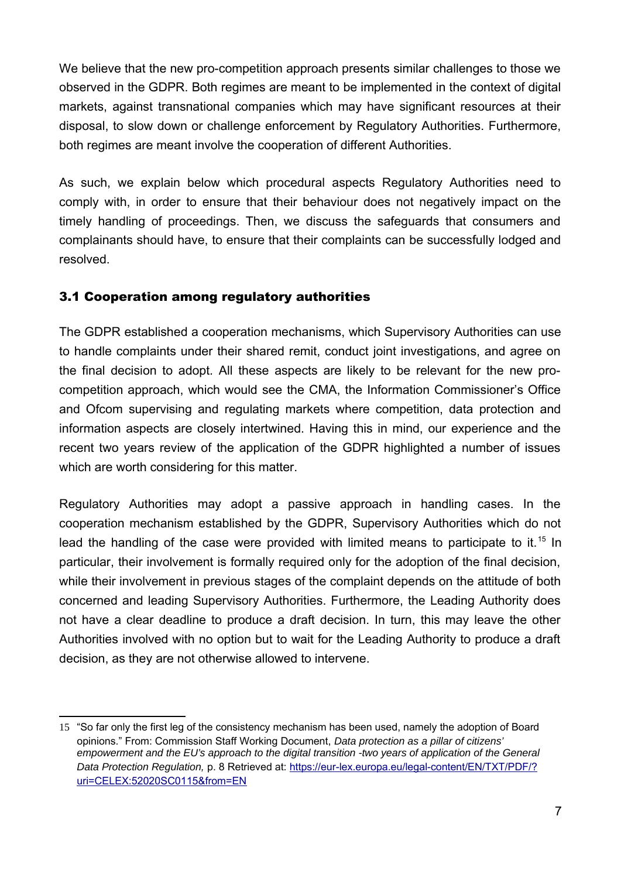We believe that the new pro-competition approach presents similar challenges to those we observed in the GDPR. Both regimes are meant to be implemented in the context of digital markets, against transnational companies which may have significant resources at their disposal, to slow down or challenge enforcement by Regulatory Authorities. Furthermore, both regimes are meant involve the cooperation of different Authorities.

As such, we explain below which procedural aspects Regulatory Authorities need to comply with, in order to ensure that their behaviour does not negatively impact on the timely handling of proceedings. Then, we discuss the safeguards that consumers and complainants should have, to ensure that their complaints can be successfully lodged and resolved.

### 3.1 Cooperation among regulatory authorities

The GDPR established a cooperation mechanisms, which Supervisory Authorities can use to handle complaints under their shared remit, conduct joint investigations, and agree on the final decision to adopt. All these aspects are likely to be relevant for the new pro-competition approach, which would see the CMA, the Information Commissioner's Office and Ofcom supervising and regulating markets where competition, data protection and information aspects are closely intertwined. Having this in mind, our experience and the recent two years review of the application of the GDPR highlighted a number of issues which are worth considering for this matter.

Regulatory Authorities may adopt a passive approach in handling cases. In the cooperation mechanism established by the GDPR, Supervisory Authorities which do not lead the handling of the case were provided with limited means to participate to it.[15] In particular, their involvement is formally required only for the adoption of the final decision, while their involvement in previous stages of the complaint depends on the attitude of both concerned and leading Supervisory Authorities. Furthermore, the Leading Authority does not have a clear deadline to produce a draft decision. In turn, this may leave the other Authorities involved with no option but to wait for the Leading Authority to produce a draft decision, as they are not otherwise allowed to intervene.

---

15 "So far only the first leg of the consistency mechanism has been used, namely the adoption of Board opinions." From: Commission Staff Working Document, *Data protection as a pillar of citizens' empowerment and the EU's approach to the digital transition -two years of application of the General Data Protection Regulation,* p. 8 Retrieved at: https://eur-lex.europa.eu/legal-content/EN/TXT/PDF/?uri=CELEX:52020SC0115&from=EN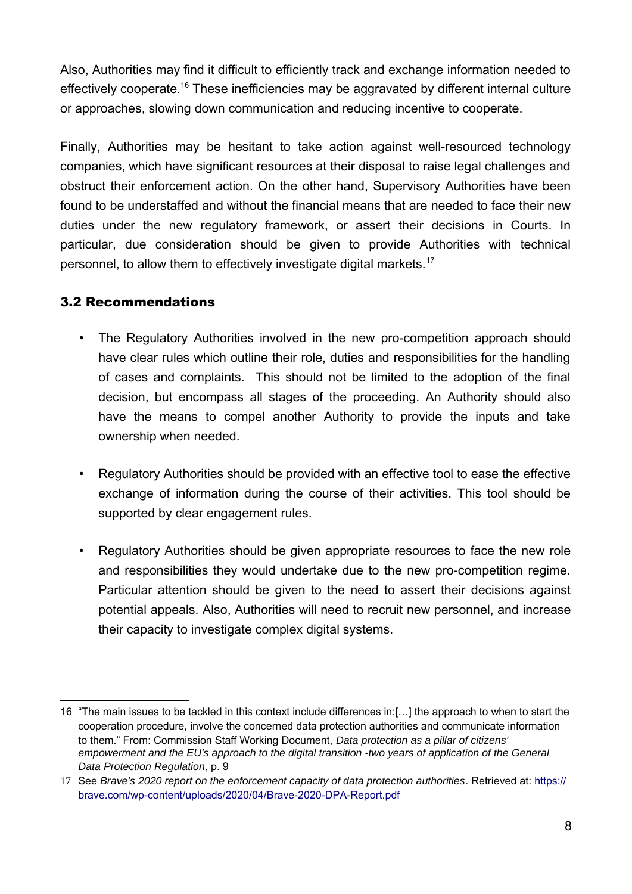Also, Authorities may find it difficult to efficiently track and exchange information needed to effectively cooperate.[16] These inefficiencies may be aggravated by different internal culture or approaches, slowing down communication and reducing incentive to cooperate.

Finally, Authorities may be hesitant to take action against well-resourced technology companies, which have significant resources at their disposal to raise legal challenges and obstruct their enforcement action. On the other hand, Supervisory Authorities have been found to be understaffed and without the financial means that are needed to face their new duties under the new regulatory framework, or assert their decisions in Courts. In particular, due consideration should be given to provide Authorities with technical personnel, to allow them to effectively investigate digital markets.[17]

### 3.2 Recommendations

- The Regulatory Authorities involved in the new pro-competition approach should have clear rules which outline their role, duties and responsibilities for the handling of cases and complaints. This should not be limited to the adoption of the final decision, but encompass all stages of the proceeding. An Authority should also have the means to compel another Authority to provide the inputs and take ownership when needed.

- Regulatory Authorities should be provided with an effective tool to ease the effective exchange of information during the course of their activities. This tool should be supported by clear engagement rules.

- Regulatory Authorities should be given appropriate resources to face the new role and responsibilities they would undertake due to the new pro-competition regime. Particular attention should be given to the need to assert their decisions against potential appeals. Also, Authorities will need to recruit new personnel, and increase their capacity to investigate complex digital systems.

---

16 "The main issues to be tackled in this context include differences in:[…] the approach to when to start the cooperation procedure, involve the concerned data protection authorities and communicate information to them." From: Commission Staff Working Document, *Data protection as a pillar of citizens' empowerment and the EU's approach to the digital transition -two years of application of the General Data Protection Regulation*, p. 9

17 See *Brave's 2020 report on the enforcement capacity of data protection authorities*. Retrieved at: https://brave.com/wp-content/uploads/2020/04/Brave-2020-DPA-Report.pdf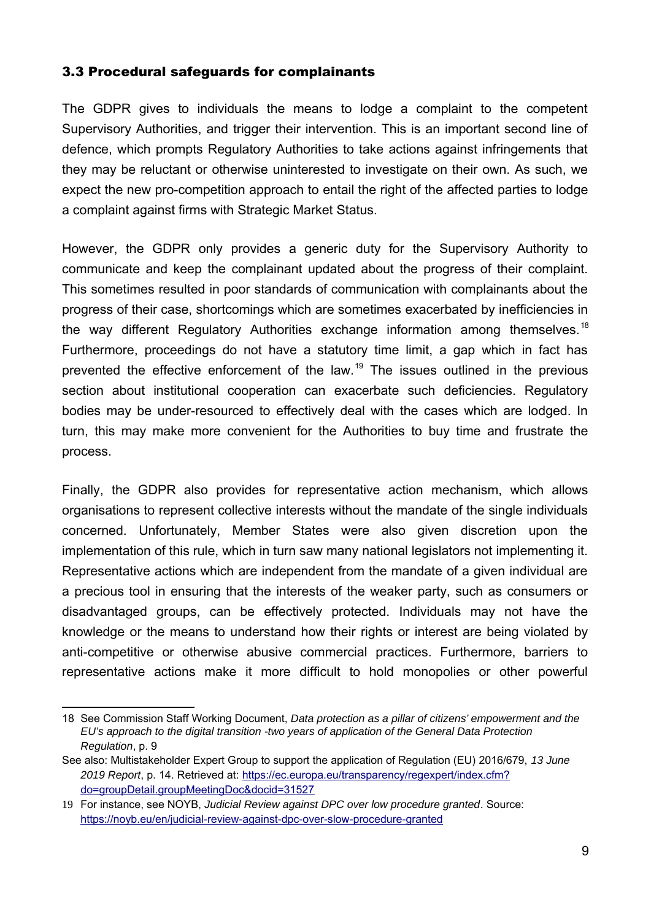### 3.3 Procedural safeguards for complainants

The GDPR gives to individuals the means to lodge a complaint to the competent Supervisory Authorities, and trigger their intervention. This is an important second line of defence, which prompts Regulatory Authorities to take actions against infringements that they may be reluctant or otherwise uninterested to investigate on their own. As such, we expect the new pro-competition approach to entail the right of the affected parties to lodge a complaint against firms with Strategic Market Status.

However, the GDPR only provides a generic duty for the Supervisory Authority to communicate and keep the complainant updated about the progress of their complaint. This sometimes resulted in poor standards of communication with complainants about the progress of their case, shortcomings which are sometimes exacerbated by inefficiencies in the way different Regulatory Authorities exchange information among themselves.[18] Furthermore, proceedings do not have a statutory time limit, a gap which in fact has prevented the effective enforcement of the law.[19] The issues outlined in the previous section about institutional cooperation can exacerbate such deficiencies. Regulatory bodies may be under-resourced to effectively deal with the cases which are lodged. In turn, this may make more convenient for the Authorities to buy time and frustrate the process.

Finally, the GDPR also provides for representative action mechanism, which allows organisations to represent collective interests without the mandate of the single individuals concerned. Unfortunately, Member States were also given discretion upon the implementation of this rule, which in turn saw many national legislators not implementing it. Representative actions which are independent from the mandate of a given individual are a precious tool in ensuring that the interests of the weaker party, such as consumers or disadvantaged groups, can be effectively protected. Individuals may not have the knowledge or the means to understand how their rights or interest are being violated by anti-competitive or otherwise abusive commercial practices. Furthermore, barriers to representative actions make it more difficult to hold monopolies or other powerful

---

18 See Commission Staff Working Document, *Data protection as a pillar of citizens' empowerment and the EU's approach to the digital transition -two years of application of the General Data Protection Regulation*, p. 9

See also: Multistakeholder Expert Group to support the application of Regulation (EU) 2016/679, *13 June 2019 Report*, p. 14. Retrieved at: https://ec.europa.eu/transparency/regexpert/index.cfm?do=groupDetail.groupMeetingDoc&docid=31527

19 For instance, see NOYB, *Judicial Review against DPC over low procedure granted*. Source: https://noyb.eu/en/judicial-review-against-dpc-over-slow-procedure-granted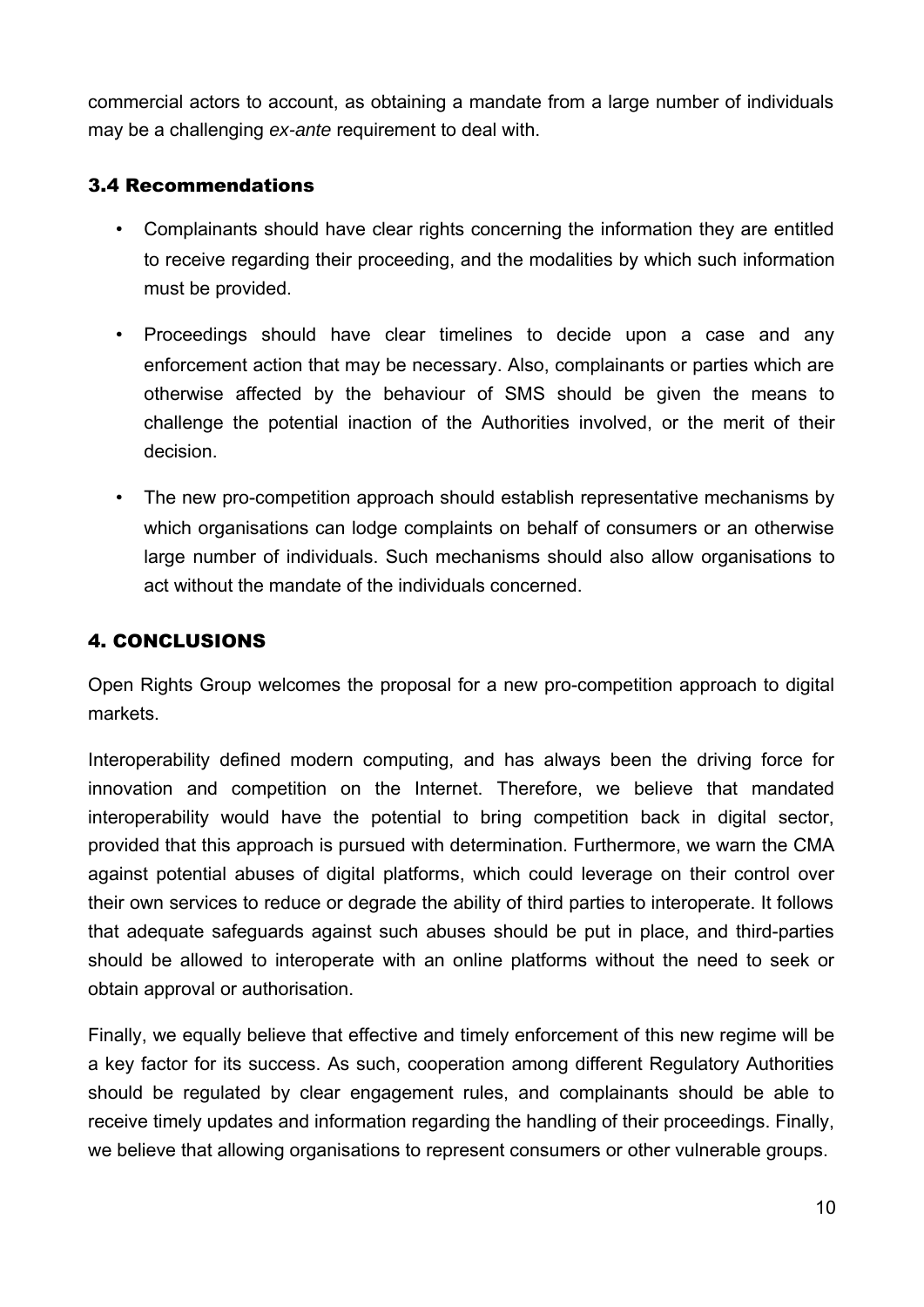commercial actors to account, as obtaining a mandate from a large number of individuals may be a challenging *ex-ante* requirement to deal with.

### 3.4 Recommendations

- Complainants should have clear rights concerning the information they are entitled to receive regarding their proceeding, and the modalities by which such information must be provided.
- Proceedings should have clear timelines to decide upon a case and any enforcement action that may be necessary. Also, complainants or parties which are otherwise affected by the behaviour of SMS should be given the means to challenge the potential inaction of the Authorities involved, or the merit of their decision.
- The new pro-competition approach should establish representative mechanisms by which organisations can lodge complaints on behalf of consumers or an otherwise large number of individuals. Such mechanisms should also allow organisations to act without the mandate of the individuals concerned.

## 4. CONCLUSIONS

Open Rights Group welcomes the proposal for a new pro-competition approach to digital markets.

Interoperability defined modern computing, and has always been the driving force for innovation and competition on the Internet. Therefore, we believe that mandated interoperability would have the potential to bring competition back in digital sector, provided that this approach is pursued with determination. Furthermore, we warn the CMA against potential abuses of digital platforms, which could leverage on their control over their own services to reduce or degrade the ability of third parties to interoperate. It follows that adequate safeguards against such abuses should be put in place, and third-parties should be allowed to interoperate with an online platforms without the need to seek or obtain approval or authorisation.

Finally, we equally believe that effective and timely enforcement of this new regime will be a key factor for its success. As such, cooperation among different Regulatory Authorities should be regulated by clear engagement rules, and complainants should be able to receive timely updates and information regarding the handling of their proceedings. Finally, we believe that allowing organisations to represent consumers or other vulnerable groups.